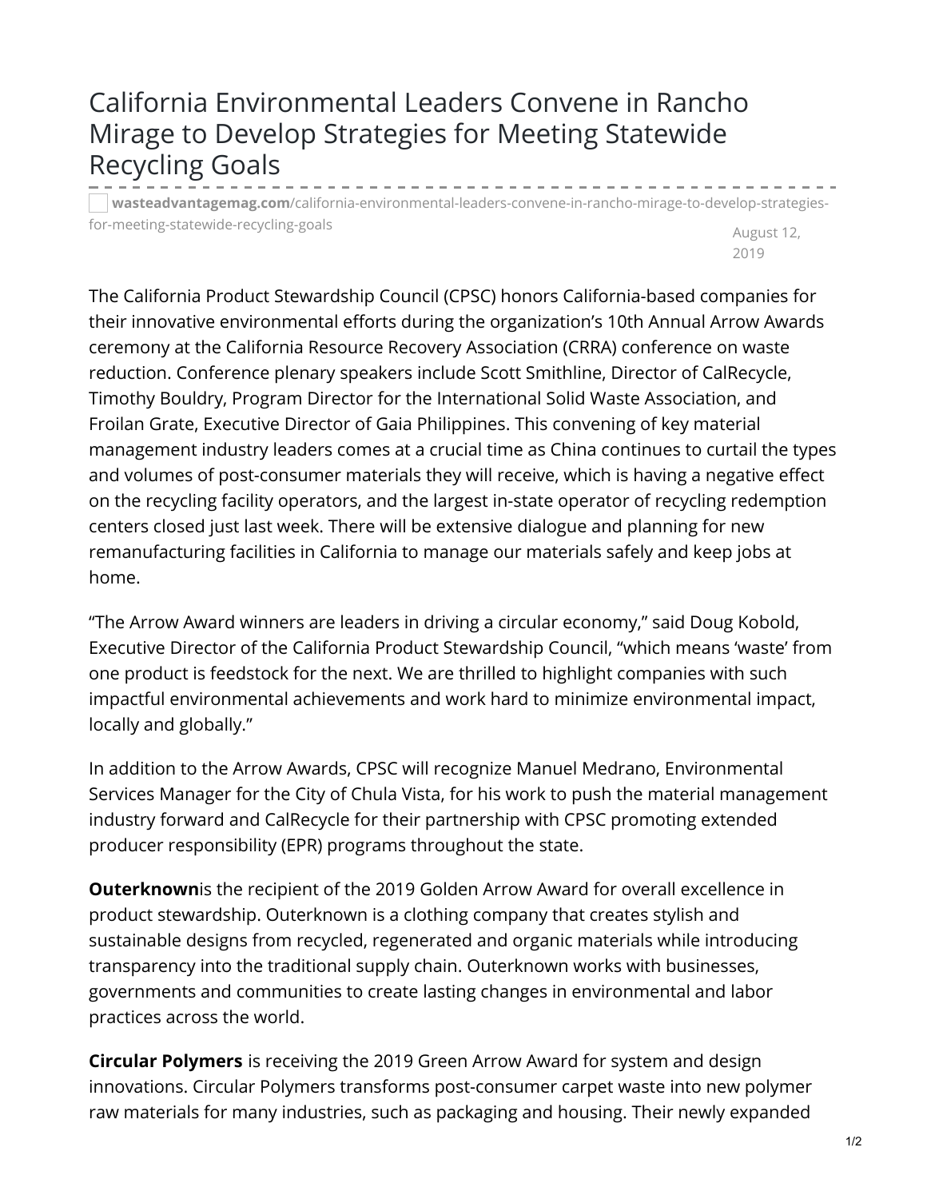# California Environmental Leaders Convene in Rancho Mirage to Develop Strategies for Meeting Statewide Recycling Goals

**wasteadvantagemag.com**/california-environmental-leaders-convene-in-rancho-mirage-to-develop-strategies-for-meeting-statewide-recycling-goals

August 12, 2019

The California Product Stewardship Council (CPSC) honors California-based companies for their innovative environmental efforts during the organization's 10th Annual Arrow Awards ceremony at the California Resource Recovery Association (CRRA) conference on waste reduction. Conference plenary speakers include Scott Smithline, Director of CalRecycle, Timothy Bouldry, Program Director for the International Solid Waste Association, and Froilan Grate, Executive Director of Gaia Philippines. This convening of key material management industry leaders comes at a crucial time as China continues to curtail the types and volumes of post-consumer materials they will receive, which is having a negative effect on the recycling facility operators, and the largest in-state operator of recycling redemption centers closed just last week. There will be extensive dialogue and planning for new remanufacturing facilities in California to manage our materials safely and keep jobs at home.

"The Arrow Award winners are leaders in driving a circular economy," said Doug Kobold, Executive Director of the California Product Stewardship Council, "which means 'waste' from one product is feedstock for the next. We are thrilled to highlight companies with such impactful environmental achievements and work hard to minimize environmental impact, locally and globally."

In addition to the Arrow Awards, CPSC will recognize Manuel Medrano, Environmental Services Manager for the City of Chula Vista, for his work to push the material management industry forward and CalRecycle for their partnership with CPSC promoting extended producer responsibility (EPR) programs throughout the state.

**Outerknown**is the recipient of the 2019 Golden Arrow Award for overall excellence in product stewardship. Outerknown is a clothing company that creates stylish and sustainable designs from recycled, regenerated and organic materials while introducing transparency into the traditional supply chain. Outerknown works with businesses, governments and communities to create lasting changes in environmental and labor practices across the world.

**Circular Polymers** is receiving the 2019 Green Arrow Award for system and design innovations. Circular Polymers transforms post-consumer carpet waste into new polymer raw materials for many industries, such as packaging and housing. Their newly expanded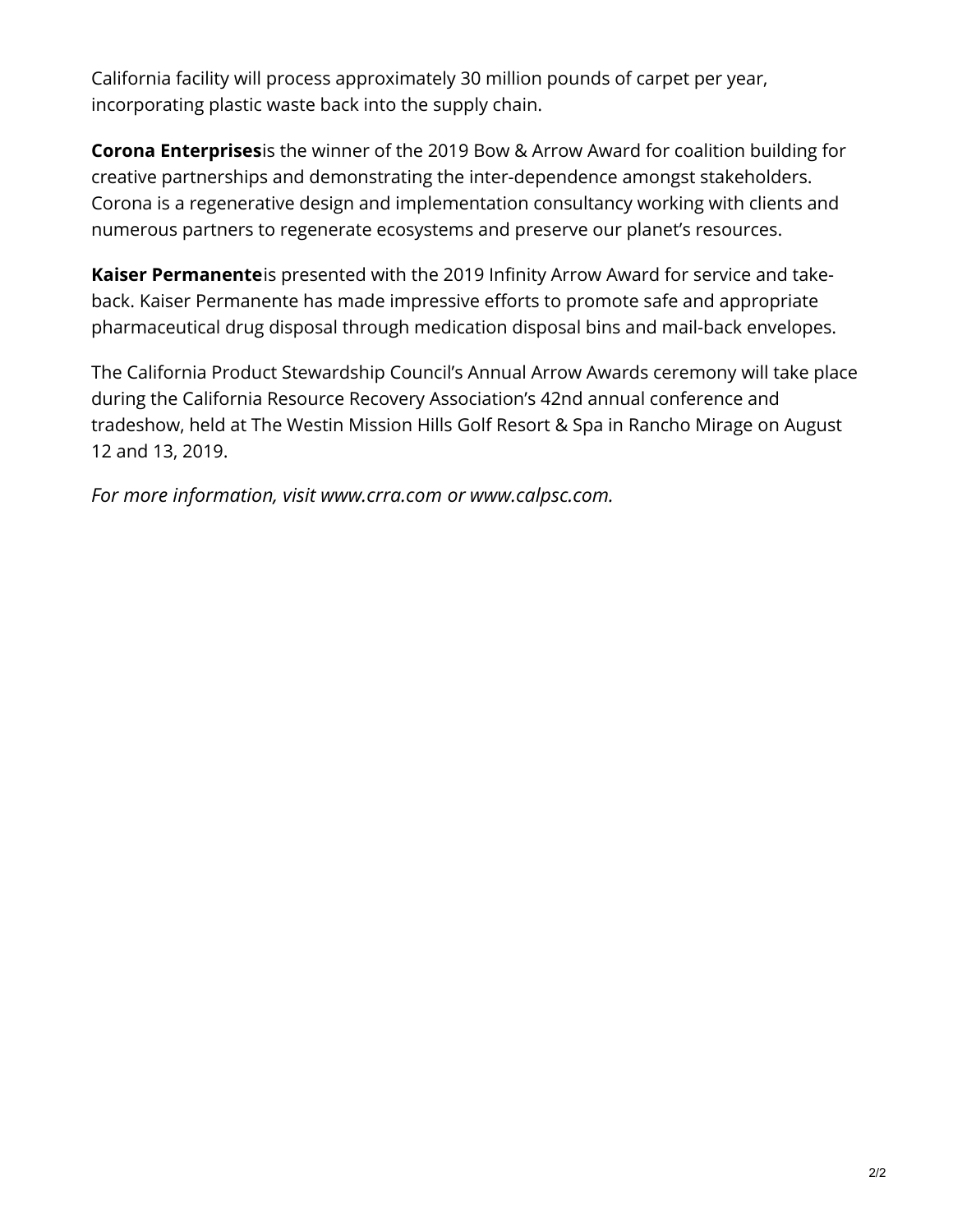California facility will process approximately 30 million pounds of carpet per year, incorporating plastic waste back into the supply chain.

**Corona Enterprises** is the winner of the 2019 Bow & Arrow Award for coalition building for creative partnerships and demonstrating the inter-dependence amongst stakeholders. Corona is a regenerative design and implementation consultancy working with clients and numerous partners to regenerate ecosystems and preserve our planet's resources.

**Kaiser Permanente** is presented with the 2019 Infinity Arrow Award for service and take-back. Kaiser Permanente has made impressive efforts to promote safe and appropriate pharmaceutical drug disposal through medication disposal bins and mail-back envelopes.

The California Product Stewardship Council's Annual Arrow Awards ceremony will take place during the California Resource Recovery Association's 42nd annual conference and tradeshow, held at The Westin Mission Hills Golf Resort & Spa in Rancho Mirage on August 12 and 13, 2019.

*For more information, visit www.crra.com or www.calpsc.com.*